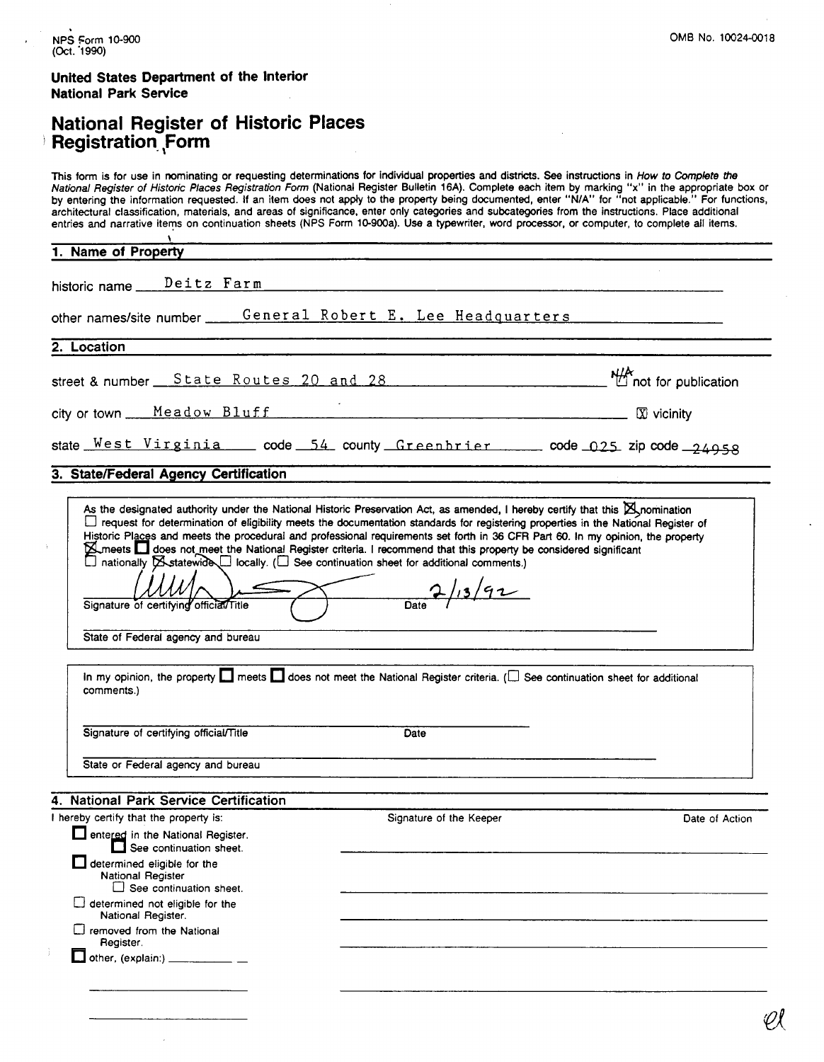NPS Form 10-900
(Oct. 1990)

OMB No. 10024-0018

**United States Department of the Interior**
**National Park Service**

# National Register of Historic Places Registration Form

This form is for use in nominating or requesting determinations for individual properties and districts. See instructions in *How to Complete the National Register of Historic Places Registration Form* (National Register Bulletin 16A). Complete each item by marking "x" in the appropriate box or by entering the information requested. If an item does not apply to the property being documented, enter "N/A" for "not applicable." For functions, architectural classification, materials, and areas of significance, enter only categories and subcategories from the instructions. Place additional entries and narrative items on continuation sheets (NPS Form 10-900a). Use a typewriter, word processor, or computer, to complete all items.

## 1. Name of Property

historic name Deitz Farm

other names/site number General Robert E. Lee Headquarters

## 2. Location

street & number State Routes 20 and 28 — N/A not for publication

city or town Meadow Bluff — [X] vicinity

state West Virginia code 54 county Greenbrier code 025 zip code 24958

## 3. State/Federal Agency Certification

As the designated authority under the National Historic Preservation Act, as amended, I hereby certify that this [X] nomination [ ] request for determination of eligibility meets the documentation standards for registering properties in the National Register of Historic Places and meets the procedural and professional requirements set forth in 36 CFR Part 60. In my opinion, the property [X] meets [ ] does not meet the National Register criteria. I recommend that this property be considered significant [ ] nationally [X] statewide [ ] locally. ([ ] See continuation sheet for additional comments.)

Signature of certifying official/Title — Date 2/13/92

State of Federal agency and bureau

In my opinion, the property [ ] meets [ ] does not meet the National Register criteria. ([ ] See continuation sheet for additional comments.)

Signature of certifying official/Title — Date

State or Federal agency and bureau

## 4. National Park Service Certification

I hereby certify that the property is: — Signature of the Keeper — Date of Action

[ ] entered in the National Register.
  [ ] See continuation sheet.

[ ] determined eligible for the National Register
  [ ] See continuation sheet.

[ ] determined not eligible for the National Register.

[ ] removed from the National Register.

[ ] other, (explain:)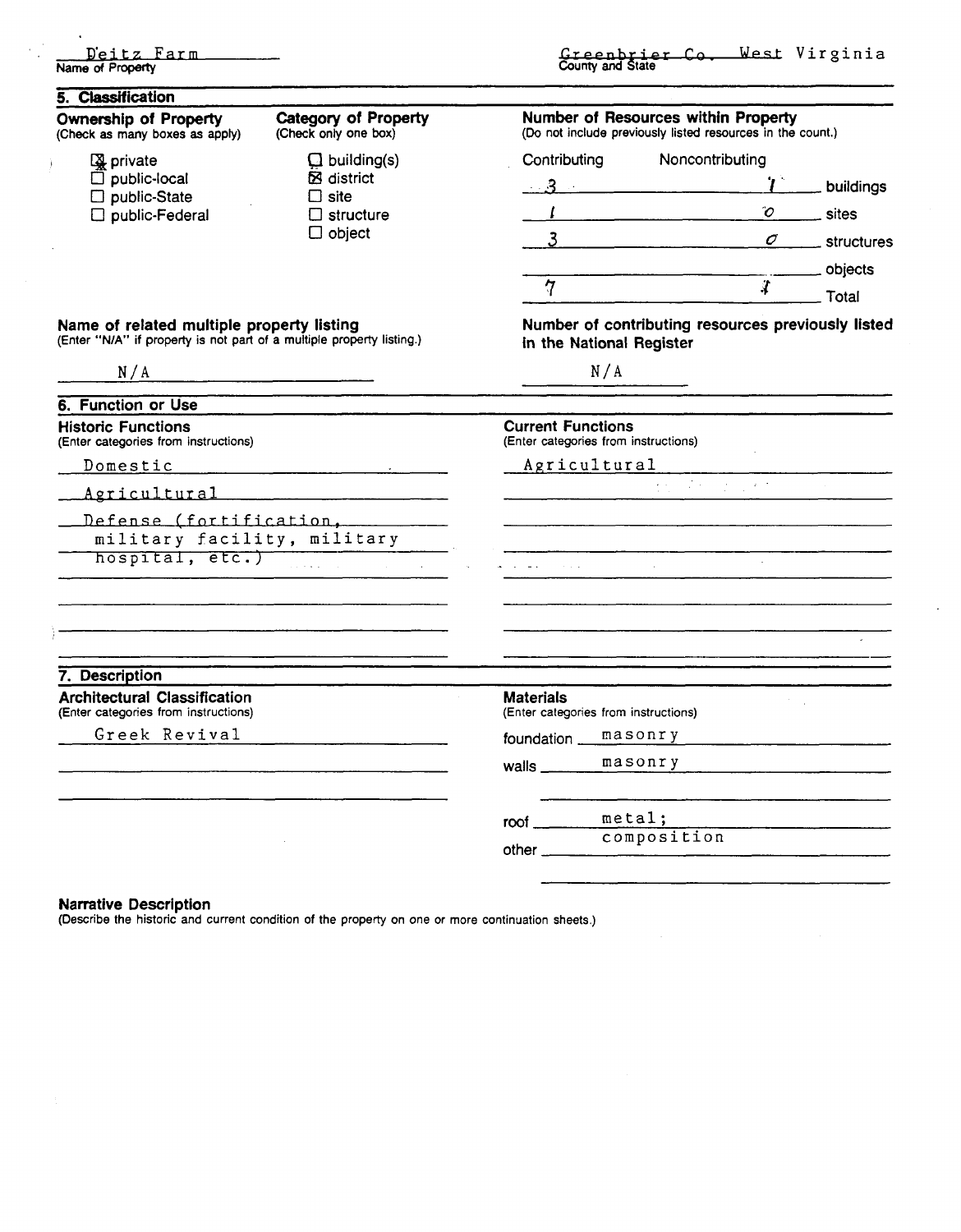Deitz Farm
Name of Property

Greenbrier Co. West Virginia
County and State

## 5. Classification

**Ownership of Property**
(Check as many boxes as apply)

- [x] private
- [ ] public-local
- [ ] public-State
- [ ] public-Federal

**Category of Property**
(Check only one box)

- [ ] building(s)
- [x] district
- [ ] site
- [ ] structure
- [ ] object

**Number of Resources within Property**
(Do not include previously listed resources in the count.)

| Contributing | Noncontributing | |
|---|---|---|
| 3 | 1 | buildings |
| 1 | 0 | sites |
| 3 | 0 | structures |
| | | objects |
| 7 | 1 | Total |

**Name of related multiple property listing**
(Enter "N/A" if property is not part of a multiple property listing.)

N/A

**Number of contributing resources previously listed in the National Register**

N/A

## 6. Function or Use

**Historic Functions**
(Enter categories from instructions)

Domestic
Agricultural
Defense (fortification, military facility, military hospital, etc.)

**Current Functions**
(Enter categories from instructions)

Agricultural

## 7. Description

**Architectural Classification**
(Enter categories from instructions)

Greek Revival

**Materials**
(Enter categories from instructions)

foundation masonry
walls masonry
roof metal;
other composition

**Narrative Description**
(Describe the historic and current condition of the property on one or more continuation sheets.)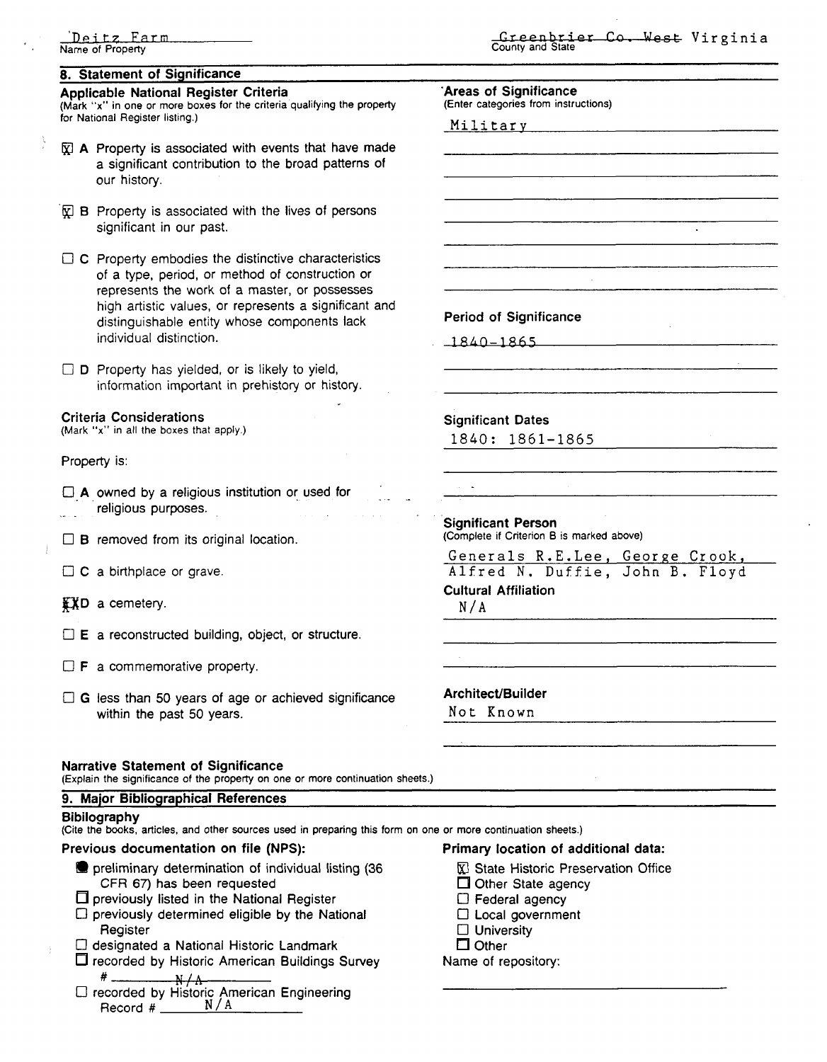Deitz Farm
Name of Property

~~Greenbrier Co. West~~ Virginia
County and State

## 8. Statement of Significance

### Applicable National Register Criteria
(Mark "x" in one or more boxes for the criteria qualifying the property for National Register listing.)

- [x] **A** Property is associated with events that have made a significant contribution to the broad patterns of our history.
- [x] **B** Property is associated with the lives of persons significant in our past.
- [ ] **C** Property embodies the distinctive characteristics of a type, period, or method of construction or represents the work of a master, or possesses high artistic values, or represents a significant and distinguishable entity whose components lack individual distinction.
- [ ] **D** Property has yielded, or is likely to yield, information important in prehistory or history.

### Criteria Considerations
(Mark "x" in all the boxes that apply.)

Property is:

- [ ] **A** owned by a religious institution or used for religious purposes.
- [ ] **B** removed from its original location.
- [ ] **C** a birthplace or grave.
- [x] **D** a cemetery.
- [ ] **E** a reconstructed building, object, or structure.
- [ ] **F** a commemorative property.
- [ ] **G** less than 50 years of age or achieved significance within the past 50 years.

### Areas of Significance
(Enter categories from instructions)

Military

### Period of Significance

~~1840-1865~~

### Significant Dates

1840: 1861-1865

### Significant Person
(Complete if Criterion B is marked above)

Generals R.E.Lee, George Crook, Alfred N. Duffie, John B. Floyd

### Cultural Affiliation

N/A

### Architect/Builder

Not Known

### Narrative Statement of Significance
(Explain the significance of the property on one or more continuation sheets.)

## 9. Major Bibliographical References

### Bibilography
(Cite the books, articles, and other sources used in preparing this form on one or more continuation sheets.)

### Previous documentation on file (NPS):

- [x] preliminary determination of individual listing (36 CFR 67) has been requested
- [ ] previously listed in the National Register
- [ ] previously determined eligible by the National Register
- [ ] designated a National Historic Landmark
- [ ] recorded by Historic American Buildings Survey # ~~N/A~~
- [ ] recorded by Historic American Engineering Record # N/A

### Primary location of additional data:

- [x] State Historic Preservation Office
- [ ] Other State agency
- [ ] Federal agency
- [ ] Local government
- [ ] University
- [ ] Other

Name of repository: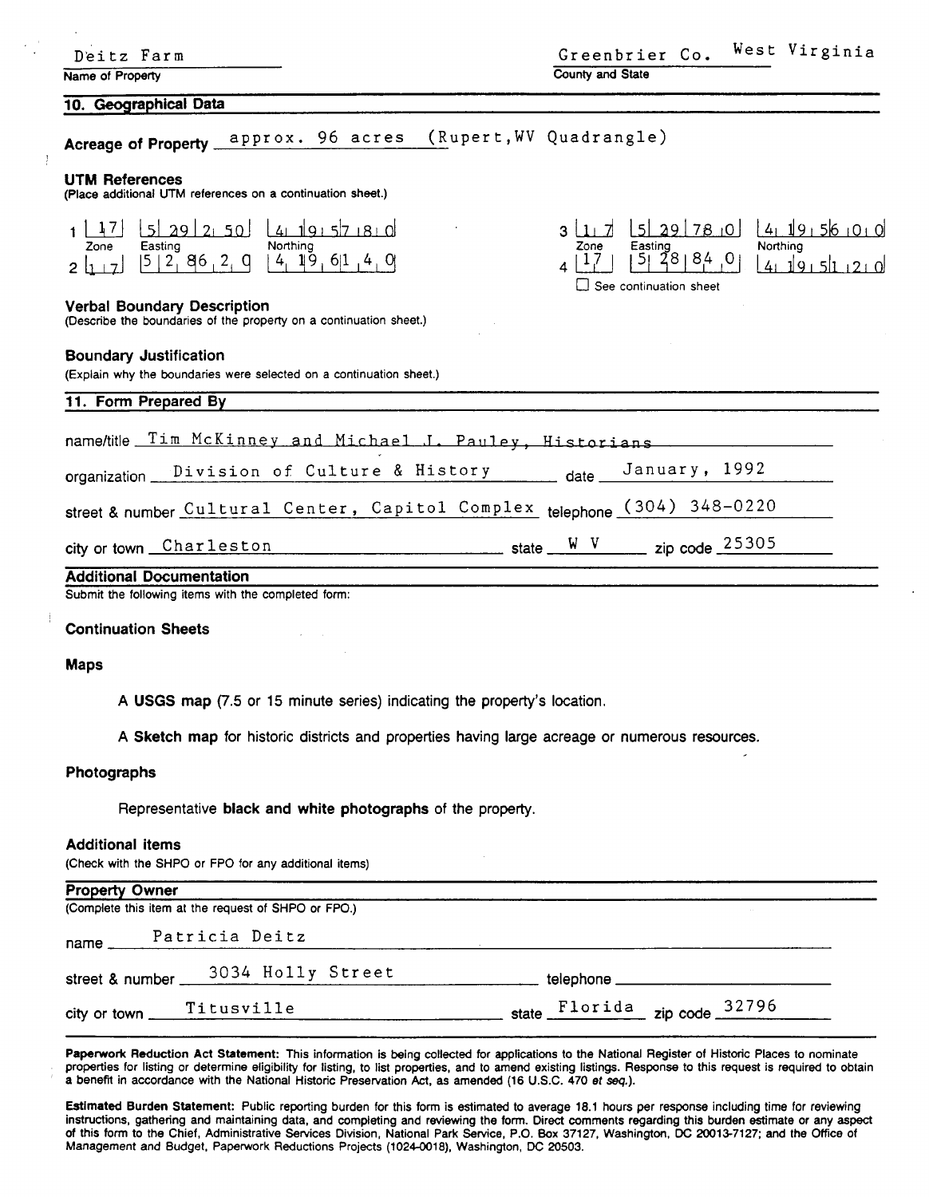Deitz Farm
Name of Property

Greenbrier Co. West Virginia
County and State

## 10. Geographical Data

**Acreage of Property** approx. 96 acres (Rupert,WV Quadrangle)

**UTM References**
(Place additional UTM references on a continuation sheet.)

| | Zone | Easting | Northing |
|---|---|---|---|
| 1 | 17 | 529250 | 4195780 |
| 2 | 17 | 528620 | 4196140 |
| 3 | 17 | 529780 | 4195600 |
| 4 | 17 | 528840 | 4195120 |

☐ See continuation sheet

**Verbal Boundary Description**
(Describe the boundaries of the property on a continuation sheet.)

**Boundary Justification**
(Explain why the boundaries were selected on a continuation sheet.)

## 11. Form Prepared By

name/title Tim McKinney and Michael J. Pauley, Historians

organization Division of Culture & History date January, 1992

street & number Cultural Center, Capitol Complex telephone (304) 348-0220

city or town Charleston state W V zip code 25305

## Additional Documentation

Submit the following items with the completed form:

**Continuation Sheets**

**Maps**

A **USGS map** (7.5 or 15 minute series) indicating the property's location.

A **Sketch map** for historic districts and properties having large acreage or numerous resources.

**Photographs**

Representative **black and white photographs** of the property.

**Additional items**
(Check with the SHPO or FPO for any additional items)

## Property Owner

(Complete this item at the request of SHPO or FPO.)

name Patricia Deitz

street & number 3034 Holly Street telephone

city or town Titusville state Florida zip code 32796

**Paperwork Reduction Act Statement:** This information is being collected for applications to the National Register of Historic Places to nominate properties for listing or determine eligibility for listing, to list properties, and to amend existing listings. Response to this request is required to obtain a benefit in accordance with the National Historic Preservation Act, as amended (16 U.S.C. 470 *et seq.*).

**Estimated Burden Statement:** Public reporting burden for this form is estimated to average 18.1 hours per response including time for reviewing instructions, gathering and maintaining data, and completing and reviewing the form. Direct comments regarding this burden estimate or any aspect of this form to the Chief, Administrative Services Division, National Park Service, P.O. Box 37127, Washington, DC 20013-7127; and the Office of Management and Budget, Paperwork Reductions Projects (1024-0018), Washington, DC 20503.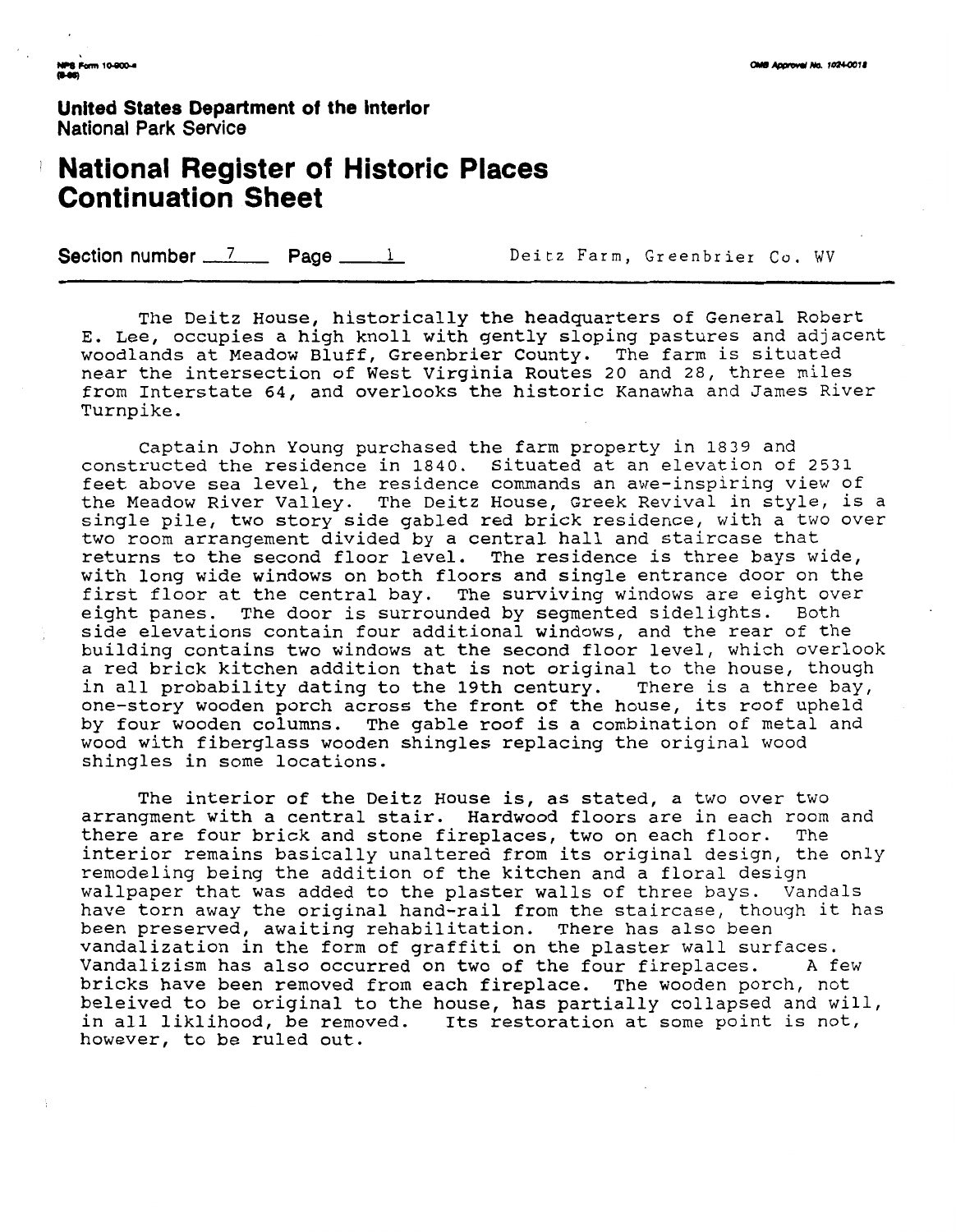**United States Department of the Interior**
National Park Service

# National Register of Historic Places Continuation Sheet

**Section number** 7 **Page** 1    Deitz Farm, Greenbrier Co. WV

The Deitz House, historically the headquarters of General Robert E. Lee, occupies a high knoll with gently sloping pastures and adjacent woodlands at Meadow Bluff, Greenbrier County. The farm is situated near the intersection of West Virginia Routes 20 and 28, three miles from Interstate 64, and overlooks the historic Kanawha and James River Turnpike.

Captain John Young purchased the farm property in 1839 and constructed the residence in 1840. Situated at an elevation of 2531 feet above sea level, the residence commands an awe-inspiring view of the Meadow River Valley. The Deitz House, Greek Revival in style, is a single pile, two story side gabled red brick residence, with a two over two room arrangement divided by a central hall and staircase that returns to the second floor level. The residence is three bays wide, with long wide windows on both floors and single entrance door on the first floor at the central bay. The surviving windows are eight over eight panes. The door is surrounded by segmented sidelights. Both side elevations contain four additional windows, and the rear of the building contains two windows at the second floor level, which overlook a red brick kitchen addition that is not original to the house, though in all probability dating to the 19th century. There is a three bay, one-story wooden porch across the front of the house, its roof upheld by four wooden columns. The gable roof is a combination of metal and wood with fiberglass wooden shingles replacing the original wood shingles in some locations.

The interior of the Deitz House is, as stated, a two over two arrangment with a central stair. Hardwood floors are in each room and there are four brick and stone fireplaces, two on each floor. The interior remains basically unaltered from its original design, the only remodeling being the addition of the kitchen and a floral design wallpaper that was added to the plaster walls of three bays. Vandals have torn away the original hand-rail from the staircase, though it has been preserved, awaiting rehabilitation. There has also been vandalization in the form of graffiti on the plaster wall surfaces. Vandalizism has also occurred on two of the four fireplaces. A few bricks have been removed from each fireplace. The wooden porch, not beleived to be original to the house, has partially collapsed and will, in all liklihood, be removed. Its restoration at some point is not, however, to be ruled out.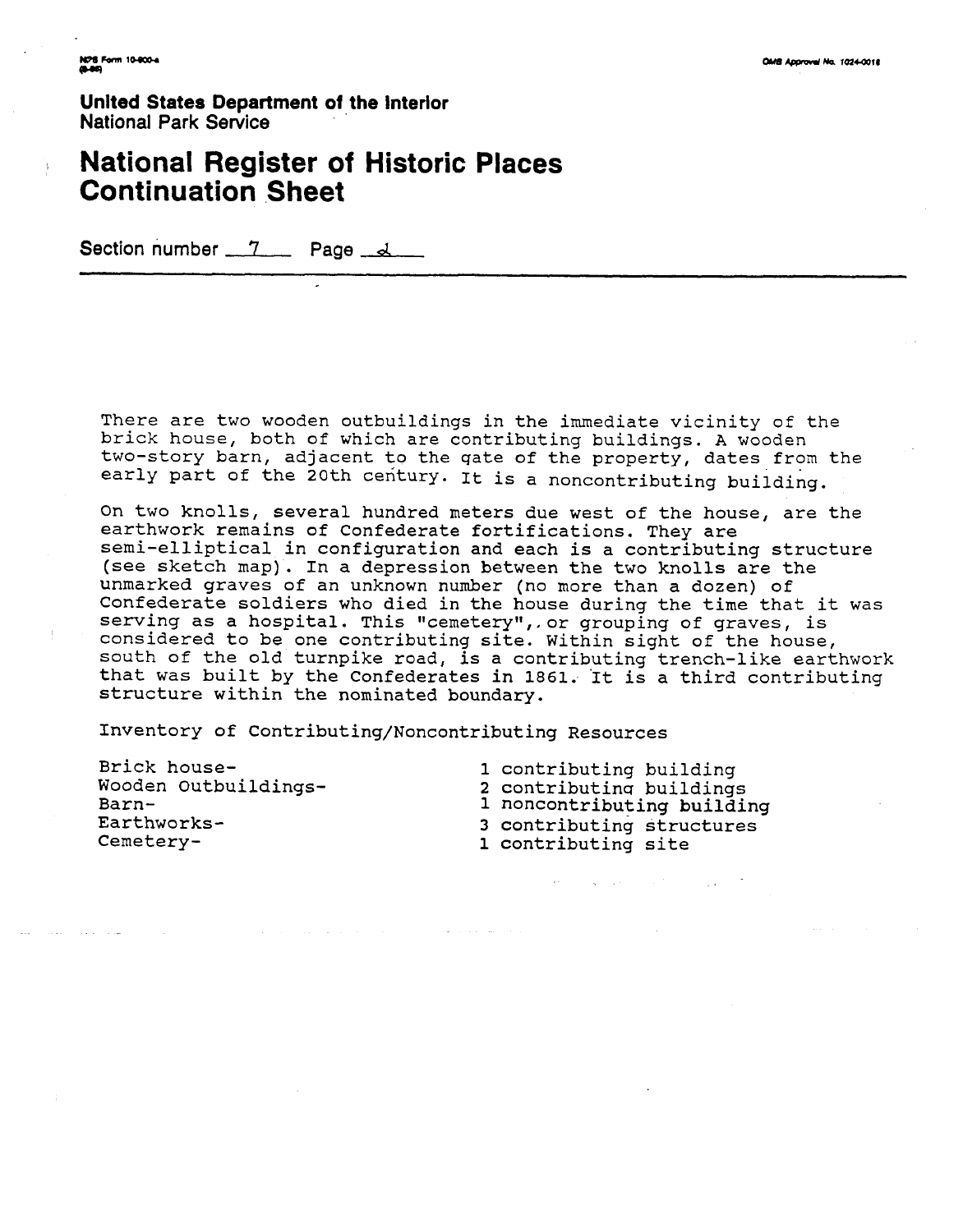United States Department of the Interior
National Park Service

# National Register of Historic Places Continuation Sheet

Section number 7 Page 2

There are two wooden outbuildings in the immediate vicinity of the brick house, both of which are contributing buildings. A wooden two-story barn, adjacent to the gate of the property, dates from the early part of the 20th century. It is a noncontributing building.

On two knolls, several hundred meters due west of the house, are the earthwork remains of Confederate fortifications. They are semi-elliptical in configuration and each is a contributing structure (see sketch map). In a depression between the two knolls are the unmarked graves of an unknown number (no more than a dozen) of Confederate soldiers who died in the house during the time that it was serving as a hospital. This "cemetery", or grouping of graves, is considered to be one contributing site. Within sight of the house, south of the old turnpike road, is a contributing trench-like earthwork that was built by the Confederates in 1861. It is a third contributing structure within the nominated boundary.

Inventory of Contributing/Noncontributing Resources

| | |
|---|---|
| Brick house- | 1 contributing building |
| Wooden Outbuildings- | 2 contributing buildings |
| Barn- | 1 noncontributing building |
| Earthworks- | 3 contributing structures |
| Cemetery- | 1 contributing site |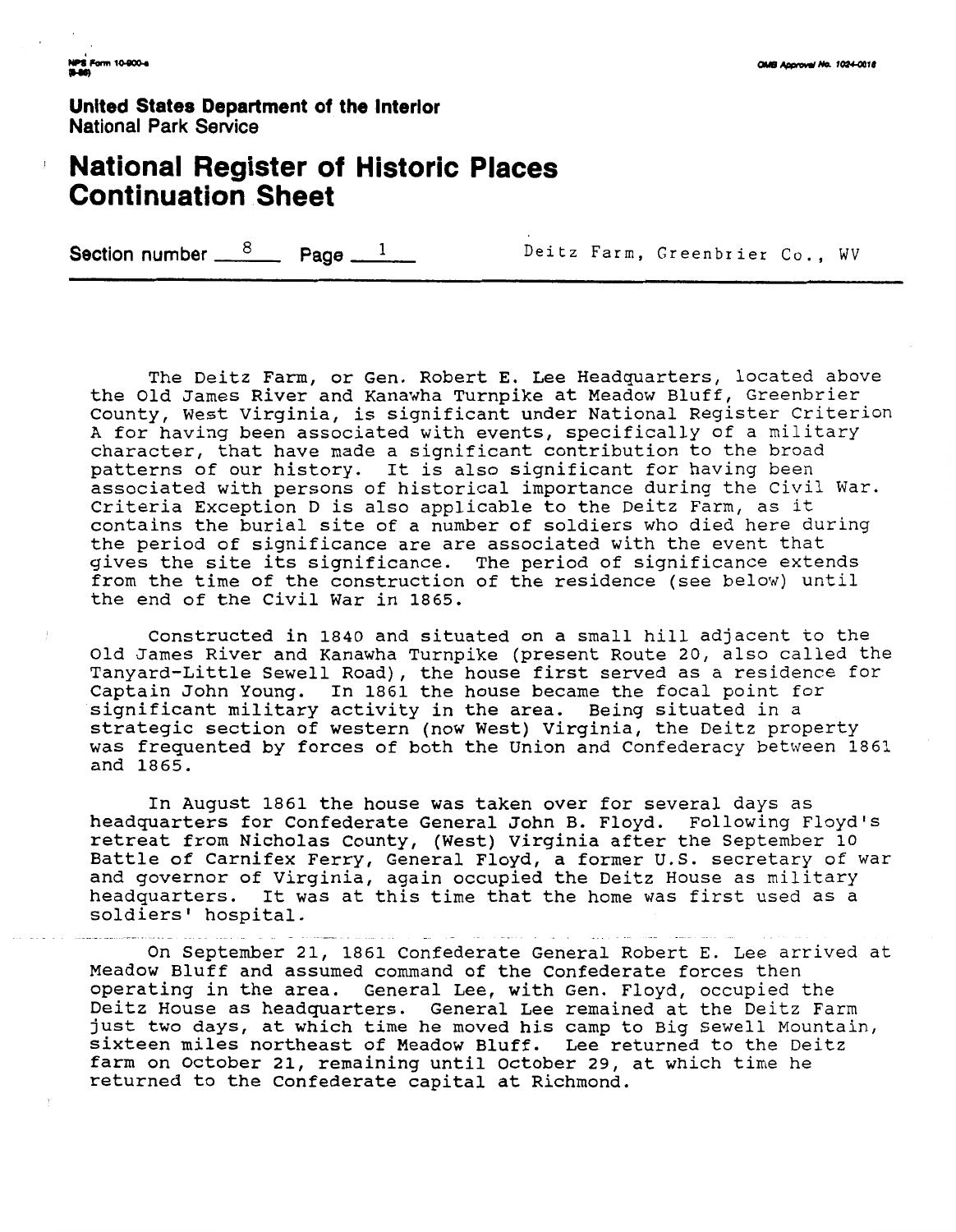**United States Department of the Interior**
National Park Service

# National Register of Historic Places Continuation Sheet

**Section number** 8 **Page** 1 Deitz Farm, Greenbrier Co., WV

The Deitz Farm, or Gen. Robert E. Lee Headquarters, located above the Old James River and Kanawha Turnpike at Meadow Bluff, Greenbrier County, West Virginia, is significant under National Register Criterion A for having been associated with events, specifically of a military character, that have made a significant contribution to the broad patterns of our history. It is also significant for having been associated with persons of historical importance during the Civil War. Criteria Exception D is also applicable to the Deitz Farm, as it contains the burial site of a number of soldiers who died here during the period of significance are are associated with the event that gives the site its significance. The period of significance extends from the time of the construction of the residence (see below) until the end of the Civil War in 1865.

Constructed in 1840 and situated on a small hill adjacent to the Old James River and Kanawha Turnpike (present Route 20, also called the Tanyard-Little Sewell Road), the house first served as a residence for Captain John Young. In 1861 the house became the focal point for significant military activity in the area. Being situated in a strategic section of western (now West) Virginia, the Deitz property was frequented by forces of both the Union and Confederacy between 1861 and 1865.

In August 1861 the house was taken over for several days as headquarters for Confederate General John B. Floyd. Following Floyd's retreat from Nicholas County, (West) Virginia after the September 10 Battle of Carnifex Ferry, General Floyd, a former U.S. secretary of war and governor of Virginia, again occupied the Deitz House as military headquarters. It was at this time that the home was first used as a soldiers' hospital.

On September 21, 1861 Confederate General Robert E. Lee arrived at Meadow Bluff and assumed command of the Confederate forces then operating in the area. General Lee, with Gen. Floyd, occupied the Deitz House as headquarters. General Lee remained at the Deitz Farm just two days, at which time he moved his camp to Big Sewell Mountain, sixteen miles northeast of Meadow Bluff. Lee returned to the Deitz farm on October 21, remaining until October 29, at which time he returned to the Confederate capital at Richmond.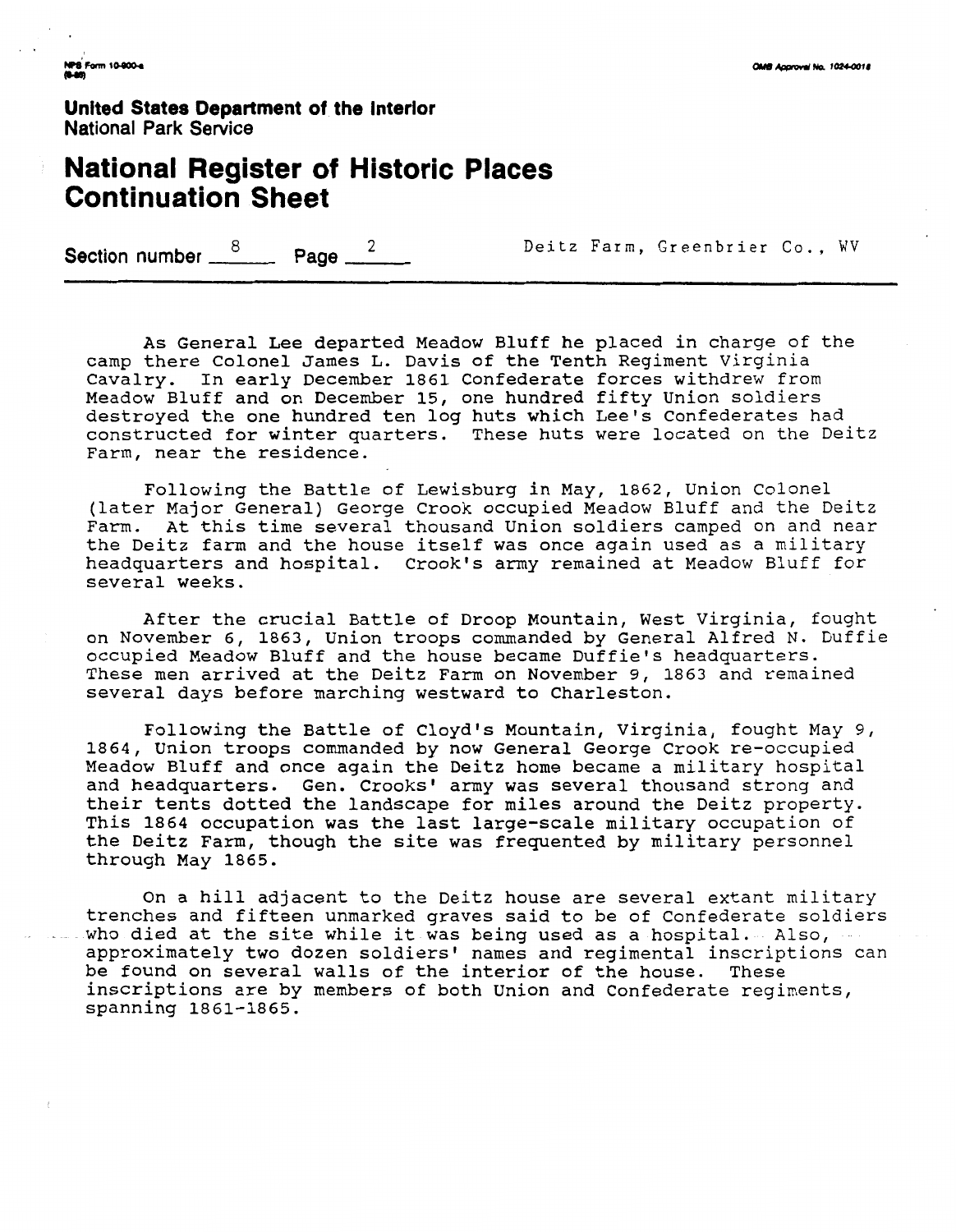As General Lee departed Meadow Bluff he placed in charge of the camp there Colonel James L. Davis of the Tenth Regiment Virginia Cavalry. In early December 1861 Confederate forces withdrew from Meadow Bluff and on December 15, one hundred fifty Union soldiers destroyed the one hundred ten log huts which Lee's Confederates had constructed for winter quarters. These huts were located on the Deitz Farm, near the residence.

Following the Battle of Lewisburg in May, 1862, Union Colonel (later Major General) George Crook occupied Meadow Bluff and the Deitz Farm. At this time several thousand Union soldiers camped on and near the Deitz farm and the house itself was once again used as a military headquarters and hospital. Crook's army remained at Meadow Bluff for several weeks.

After the crucial Battle of Droop Mountain, West Virginia, fought on November 6, 1863, Union troops commanded by General Alfred N. Duffie occupied Meadow Bluff and the house became Duffie's headquarters. These men arrived at the Deitz Farm on November 9, 1863 and remained several days before marching westward to Charleston.

Following the Battle of Cloyd's Mountain, Virginia, fought May 9, 1864, Union troops commanded by now General George Crook re-occupied Meadow Bluff and once again the Deitz home became a military hospital and headquarters. Gen. Crooks' army was several thousand strong and their tents dotted the landscape for miles around the Deitz property. This 1864 occupation was the last large-scale military occupation of the Deitz Farm, though the site was frequented by military personnel through May 1865.

On a hill adjacent to the Deitz house are several extant military trenches and fifteen unmarked graves said to be of Confederate soldiers who died at the site while it was being used as a hospital. Also, approximately two dozen soldiers' names and regimental inscriptions can be found on several walls of the interior of the house. These inscriptions are by members of both Union and Confederate regiments, spanning 1861-1865.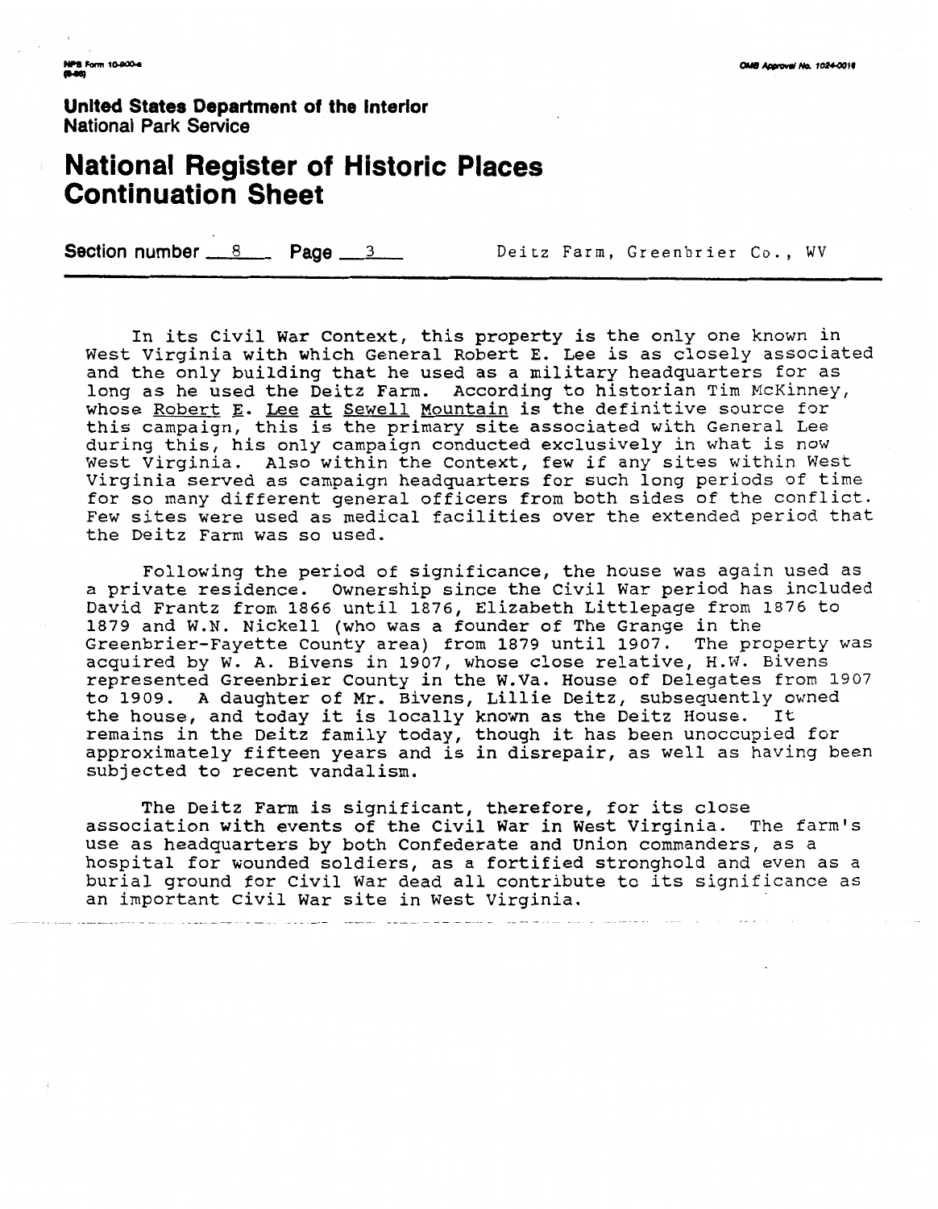United States Department of the Interior
National Park Service

# National Register of Historic Places Continuation Sheet

Section number 8 Page 3 Deitz Farm, Greenbrier Co., WV

In its Civil War context, this property is the only one known in West Virginia with which General Robert E. Lee is as closely associated and the only building that he used as a military headquarters for as long as he used the Deitz Farm. According to historian Tim McKinney, whose Robert E. Lee at Sewell Mountain is the definitive source for this campaign, this is the primary site associated with General Lee during this, his only campaign conducted exclusively in what is now West Virginia. Also within the context, few if any sites within West Virginia served as campaign headquarters for such long periods of time for so many different general officers from both sides of the conflict. Few sites were used as medical facilities over the extended period that the Deitz Farm was so used.

Following the period of significance, the house was again used as a private residence. Ownership since the Civil War period has included David Frantz from 1866 until 1876, Elizabeth Littlepage from 1876 to 1879 and W.N. Nickell (who was a founder of The Grange in the Greenbrier-Fayette County area) from 1879 until 1907. The property was acquired by W. A. Bivens in 1907, whose close relative, H.W. Bivens represented Greenbrier County in the W.Va. House of Delegates from 1907 to 1909. A daughter of Mr. Bivens, Lillie Deitz, subsequently owned the house, and today it is locally known as the Deitz House. It remains in the Deitz family today, though it has been unoccupied for approximately fifteen years and is in disrepair, as well as having been subjected to recent vandalism.

The Deitz Farm is significant, therefore, for its close association with events of the Civil War in West Virginia. The farm's use as headquarters by both Confederate and Union commanders, as a hospital for wounded soldiers, as a fortified stronghold and even as a burial ground for Civil War dead all contribute to its significance as an important Civil War site in West Virginia.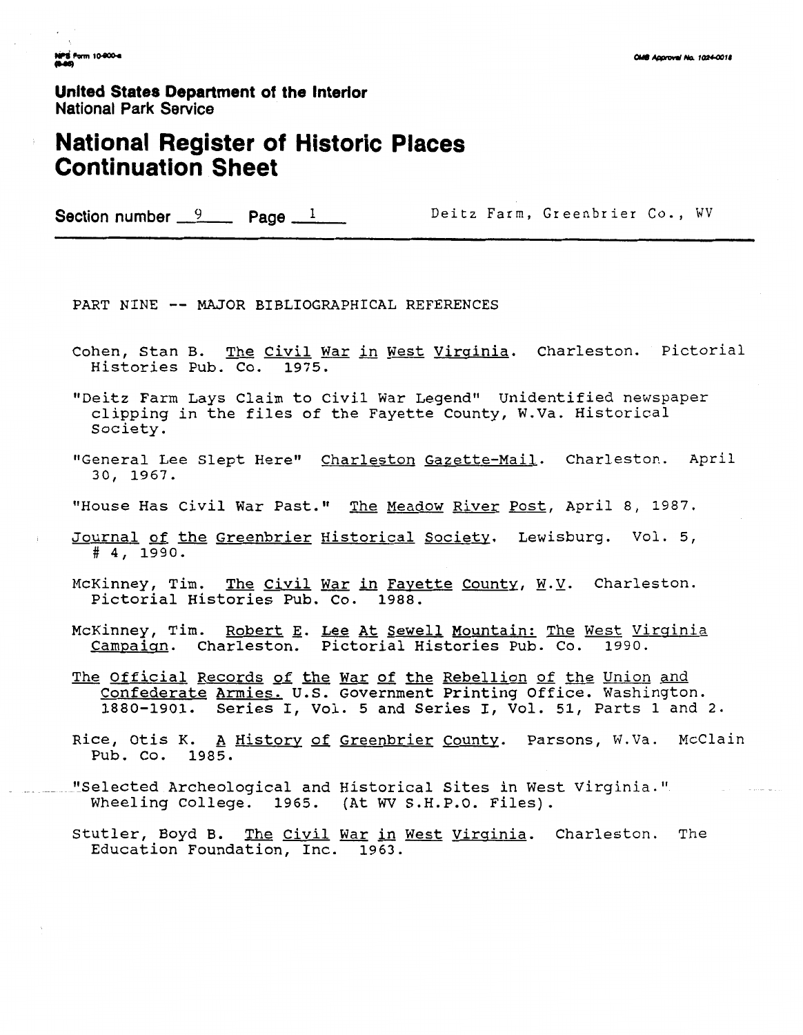**United States Department of the Interior**
National Park Service

# National Register of Historic Places Continuation Sheet

Section number 9 Page 1 Deitz Farm, Greenbrier Co., WV

PART NINE -- MAJOR BIBLIOGRAPHICAL REFERENCES

Cohen, Stan B. The Civil War in West Virginia. Charleston. Pictorial Histories Pub. Co. 1975.

"Deitz Farm Lays Claim to Civil War Legend" Unidentified newspaper clipping in the files of the Fayette County, W.Va. Historical Society.

"General Lee Slept Here" Charleston Gazette-Mail. Charleston. April 30, 1967.

"House Has Civil War Past." The Meadow River Post, April 8, 1987.

Journal of the Greenbrier Historical Society. Lewisburg. Vol. 5, # 4, 1990.

McKinney, Tim. The Civil War in Fayette County, W.V. Charleston. Pictorial Histories Pub. Co. 1988.

McKinney, Tim. Robert E. Lee At Sewell Mountain: The West Virginia Campaign. Charleston. Pictorial Histories Pub. Co. 1990.

The Official Records of the War of the Rebellion of the Union and Confederate Armies. U.S. Government Printing Office. Washington. 1880-1901. Series I, Vol. 5 and Series I, Vol. 51, Parts 1 and 2.

Rice, Otis K. A History of Greenbrier County. Parsons, W.Va. McClain Pub. Co. 1985.

"Selected Archeological and Historical Sites in West Virginia." Wheeling College. 1965. (At WV S.H.P.O. Files).

Stutler, Boyd B. The Civil War in West Virginia. Charleston. The Education Foundation, Inc. 1963.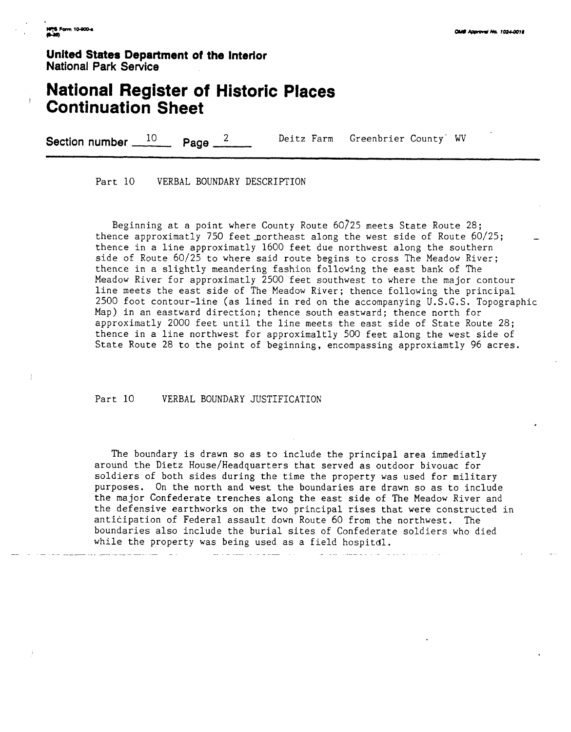United States Department of the Interior
National Park Service

# National Register of Historic Places Continuation Sheet

Section number 10 Page 2 Deitz Farm Greenbrier County WV

## Part 10 VERBAL BOUNDARY DESCRIPTION

Beginning at a point where County Route 60/25 meets State Route 28; thence approximatly 750 feet northeast along the west side of Route 60/25; thence in a line approximatly 1600 feet due northwest along the southern side of Route 60/25 to where said route begins to cross The Meadow River; thence in a slightly meandering fashion following the east bank of The Meadow River for approximatly 2500 feet southwest to where the major contour line meets the east side of The Meadow River; thence following the principal 2500 foot contour-line (as lined in red on the accompanying U.S.G.S. Topographic Map) in an eastward direction; thence south eastward; thence north for approximatly 2000 feet until the line meets the east side of State Route 28; thence in a line northwest for approximaltly 500 feet along the west side of State Route 28 to the point of beginning, encompassing approxiamtly 96 acres.

## Part 10 VERBAL BOUNDARY JUSTIFICATION

The boundary is drawn so as to include the principal area immediatly around the Dietz House/Headquarters that served as outdoor bivouac for soldiers of both sides during the time the property was used for military purposes. On the north and west the boundaries are drawn so as to include the major Confederate trenches along the east side of The Meadow River and the defensive earthworks on the two principal rises that were constructed in anticipation of Federal assault down Route 60 from the northwest. The boundaries also include the burial sites of Confederate soldiers who died while the property was being used as a field hospital.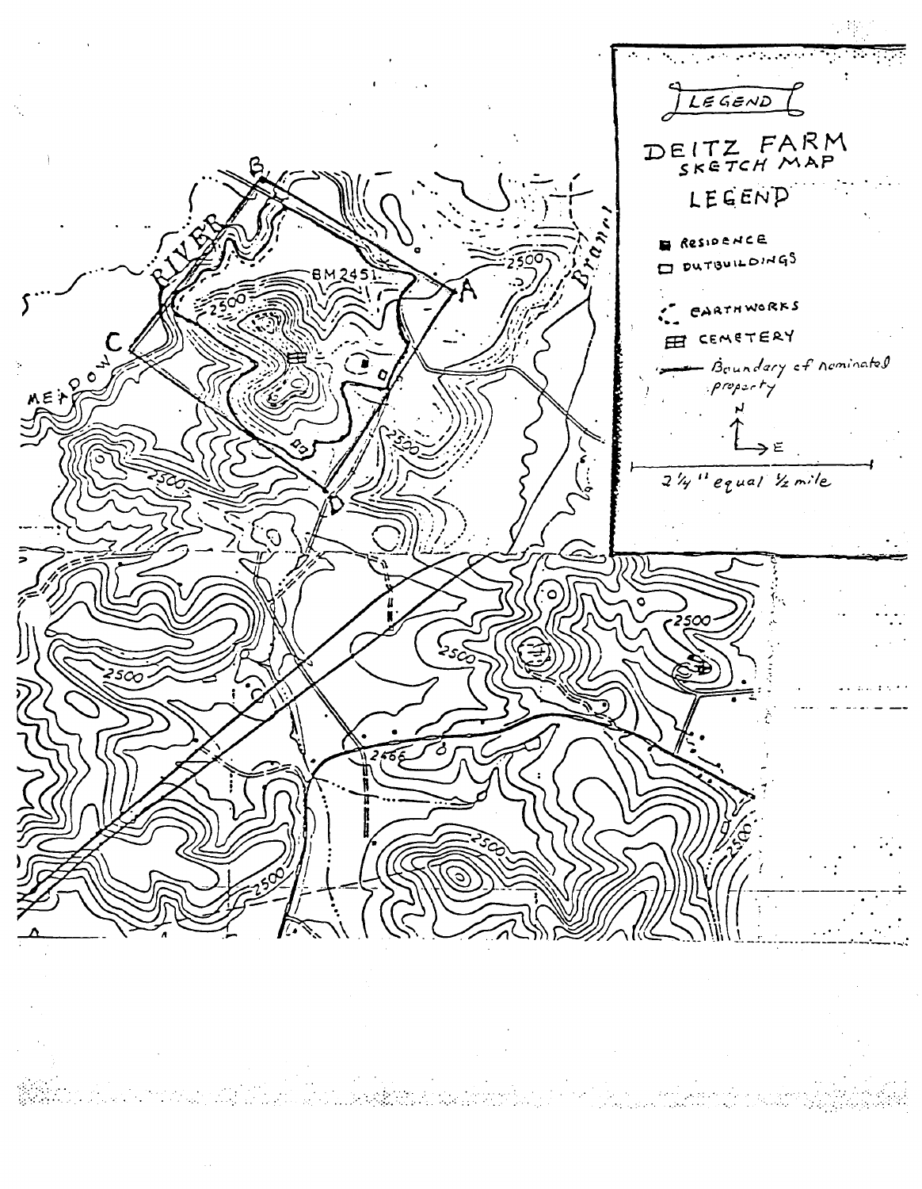LEGEND

DEITZ FARM
SKETCH MAP

LEGEND

- RESIDENCE
- OUTBUILDINGS
- EARTHWORKS
- CEMETERY
- Boundary of nominated property

N
E

2¼" equal ½ mile

MEADOW RIVER

Branch

A

B

C

BM 2451

2500

2466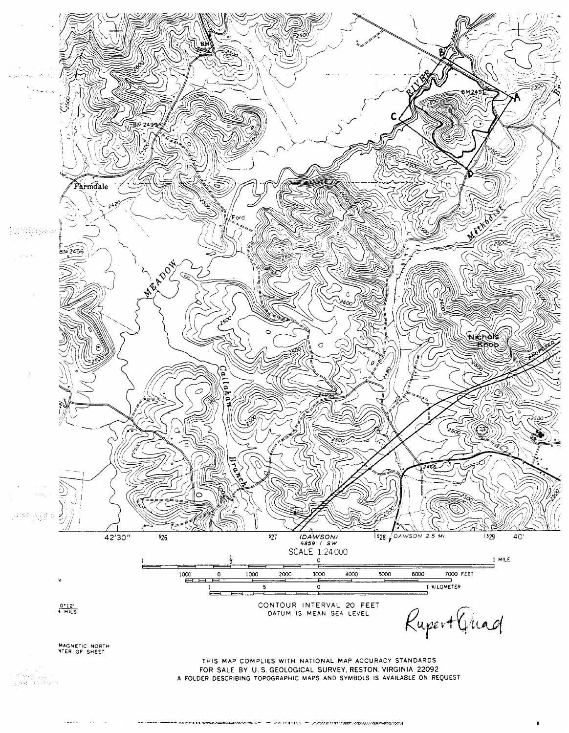42'30" 526 527 (DAWSON) 4859 I SW 528 DAWSON 2.5 MI. 529 40'

SCALE 1:24 000

1 ½ 0 1 MILE

1000 0 1000 2000 3000 4000 5000 6000 7000 FEET

1 .5 0 1 KILOMETER

CONTOUR INTERVAL 20 FEET
DATUM IS MEAN SEA LEVEL

Rupert Quad

0°12'
4 MILS

MAGNETIC NORTH
NTER OF SHEET

THIS MAP COMPLIES WITH NATIONAL MAP ACCURACY STANDARDS
FOR SALE BY U.S. GEOLOGICAL SURVEY, RESTON, VIRGINIA 22092
A FOLDER DESCRIBING TOPOGRAPHIC MAPS AND SYMBOLS IS AVAILABLE ON REQUEST